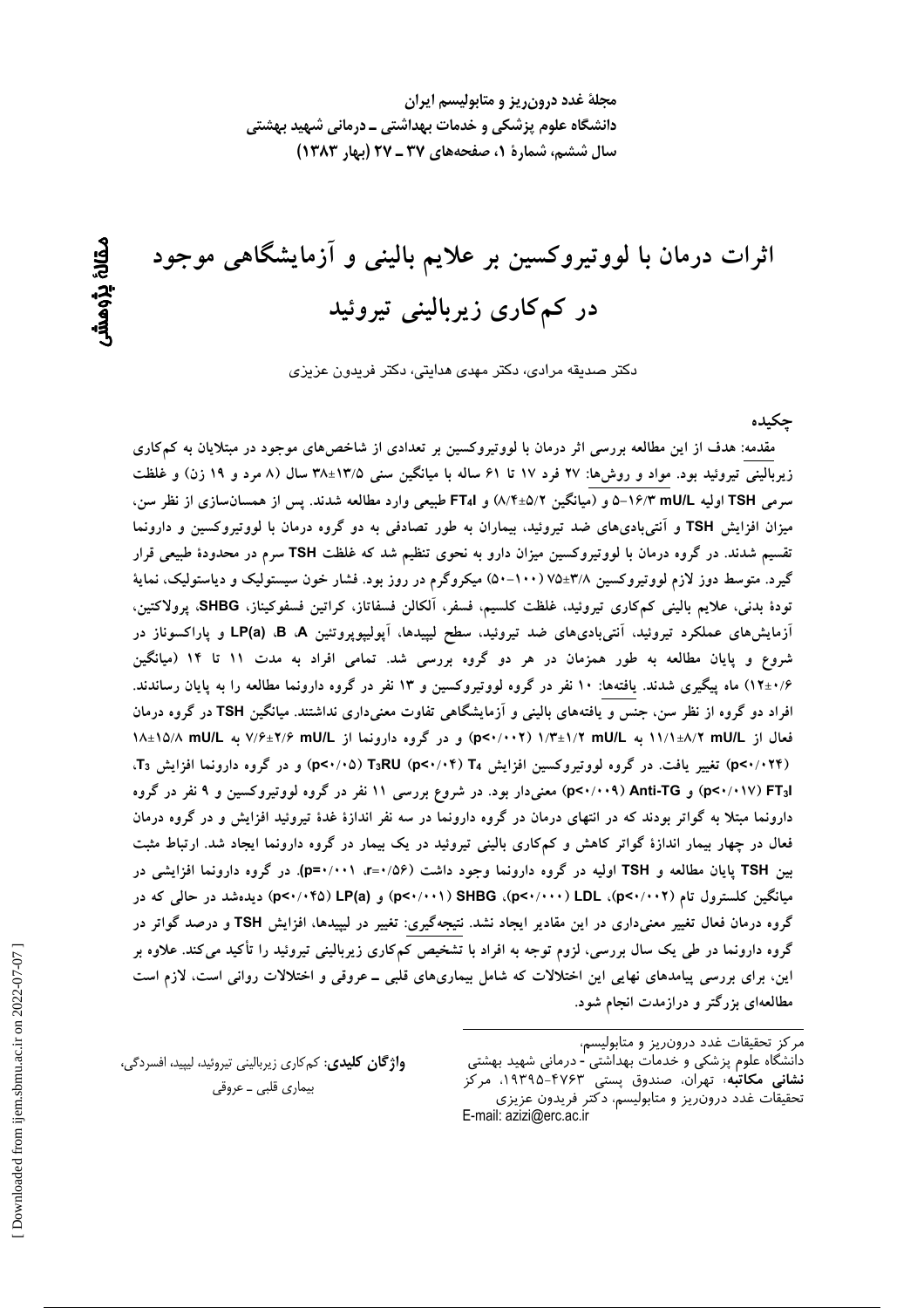# اثرات درمان با لووتیروکسین بر علایم بالینی و آزمایشگاهی موجود در کم‌کاری زیربالینی تیروئید

دکتر صدیقه مرادی، دکتر مهدی هدایتی، دکتر فریدون عزیزی

## چکیده

مقدمه: هدف از این مطالعه بررسی اثر درمان با لووتیروکسین بر تعدادی از شاخص‌های موجود در مبتلایان به کم‌کاری زیربالینی تیروئید بود. مواد و روش‌ها: ۲۷ فرد ۱۷ تا ۶۱ ساله با میانگین سنی ۱۳/۵±۳۸ سال (۸ مرد و ۱۹ زن) و غلظت سرمی TSH اولیه mU/L ۱۶/۳–۵ و (میانگین ۵/۲±۸/۴) و $FT_4I$ طبیعی وارد مطالعه شدند. پس از همسان‌سازی از نظر سن، میزان افزایش TSH و آنتی‌بادی‌های ضد تیروئید، بیماران به طور تصادفی به دو گروه درمان با لووتیروکسین و دارونما تقسیم شدند. در گروه درمان با لووتیروکسین میزان دارو به نحوی تنظیم شد که غلظت TSH سرم در محدودهٔ طبیعی قرار گیرد. متوسط دوز لازم لووتیروکسین ۳/۸±۷۵ (۱۰۰–۵۰) میکروگرم در روز بود. فشار خون سیستولیک و دیاستولیک، نمایهٔ تودهٔ بدنی، علایم بالینی کم‌کاری تیروئید، غلظت کلسیم، فسفر، آلکالن فسفاتاز، کراتین فسفوکیناز، SHBG، پرولاکتین، آزمایش‌های عملکرد تیروئید، آنتی‌بادی‌های ضد تیروئید، سطح لیپیدها، آپولیپوپروتئین A، B، LP(a) و پاراکسوناز در شروع و پایان مطالعه به طور همزمان در هر دو گروه بررسی شد. تمامی افراد به مدت ۱۱ تا ۱۴ (میانگین ۰/۶±۱۲) ماه پیگیری شدند. یافته‌ها: ۱۰ نفر در گروه لووتیروکسین و ۱۳ نفر در گروه دارونما مطالعه را به پایان رساندند. افراد دو گروه از نظر سن، جنس و یافته‌های بالینی و آزمایشگاهی تفاوت معنی‌داری نداشتند. میانگین TSH در گروه درمان فعال از mU/L ۸/۲±۱۱/۱ به mU/L ۱/۲±۱/۳ ($p<۰/۰۰۲$) و در گروه دارونما از mU/L ۲/۶±۷/۶ به mU/L ۱۵/۸±۱۸ ($p<۰/۰۲۴$) تغییر یافت. در گروه لووتیروکسین افزایش $T_4$ ($p<۰/۰۴$) $T_3RU$ ($p<۰/۰۵$) و در گروه دارونما افزایش $T_3$، $FT_3I$ ($p<۰/۰۱۷$) و Anti-TG ($p<۰/۰۰۹$) معنی‌دار بود. در شروع بررسی ۱۱ نفر در گروه لووتیروکسین و ۹ نفر در گروه دارونما مبتلا به گواتر بودند که در انتهای درمان در گروه دارونما در سه نفر اندازهٔ غدهٔ تیروئید افزایش و در گروه درمان فعال در چهار بیمار اندازهٔ گواتر کاهش و کم‌کاری بالینی تیروئید در یک بیمار در گروه دارونما ایجاد شد. ارتباط مثبت بین TSH پایان مطالعه و TSH اولیه در گروه دارونما وجود داشت ($r=۰/۵۶$، $p=۰/۰۰۱$). در گروه دارونما افزایشی در میانگین کلسترول تام ($p<۰/۰۰۲$)، LDL ($p<۰/۰۰۰$)، SHBG ($p<۰/۰۰۱$) و LP(a) ($p<۰/۰۴۵$) دیده‌شد در حالی که در گروه درمان فعال تغییر معنی‌داری در این مقادیر ایجاد نشد. نتیجه‌گیری: تغییر در لیپیدها، افزایش TSH و درصد گواتر در گروه دارونما در طی یک سال بررسی، لزوم توجه به افراد با تشخیص کم‌کاری زیربالینی تیروئید را تأکید می‌کند. علاوه بر این، برای بررسی پیامدهای نهایی این اختلالات که شامل بیماری‌های قلبی ـ عروقی و اختلالات روانی است، لازم است مطالعه‌ای بزرگتر و درازمدت انجام شود.

**واژگان کلیدی**: کم‌کاری زیربالینی تیروئید، لیپید، افسردگی، بیماری قلبی ـ عروقی

---

مرکز تحقیقات غدد درون‌ریز و متابولیسم، دانشگاه علوم پزشکی و خدمات بهداشتی - درمانی شهید بهشتی
**نشانی مکاتبه**: تهران، صندوق پستی ۴۷۶۳-۱۹۳۹۵، مرکز تحقیقات غدد درون‌ریز و متابولیسم، دکتر فریدون عزیزی
E-mail: azizi@erc.ac.ir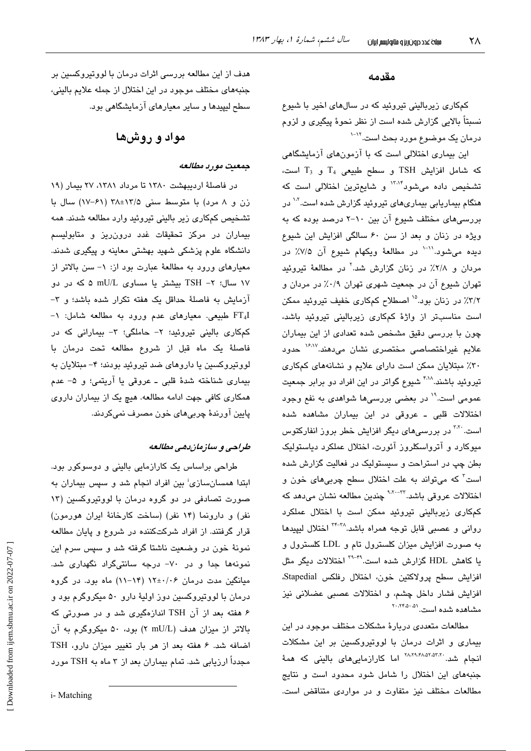## مقدمه

کم‌کاری زیربالینی تیروئید که در سال‌های اخیر با شیوع نسبتاً بالایی گزارش شده است از نظر نحوهٔ پیگیری و لزوم درمان یک موضوع مورد بحث است.[1-12]

این بیماری اختلالی است که با آزمون‌های آزمایشگاهی که شامل افزایش TSH و سطح طبیعی $T_4$ و $T_3$ است، تشخیص داده می‌شود[13،14] و شایع‌ترین اختلالی است که هنگام بیماریابی بیماری‌های تیروئید گزارش شده است.[1،2] در بررسی‌های مختلف شیوع آن بین ۱۰-۲ درصد بوده که به ویژه در زنان و بعد از سن ۶۰ سالگی افزایش این شیوع دیده می‌شود.[1-11] در مطالعهٔ ویکهام شیوع آن ۷/۵٪ در مردان و ۲/۸٪ در زنان گزارش شد.[2] در مطالعهٔ تیروئید تهران شیوع آن در جمعیت شهری تهران ۰/۹٪ در مردان و ۳/۲٪ در زنان بود.[15] اصطلاح کم‌کاری خفیف تیروئید ممکن است مناسب‌تر از واژهٔ کم‌کاری زیربالینی تیروئید باشد، چون با بررسی دقیق مشخص شده تعدادی از این بیماران علایم غیراختصاصی مختصری نشان می‌دهند.[16،17] حدود ۳۰٪ مبتلایان ممکن است دارای علایم و نشانه‌های کم‌کاری تیروئید باشند.[4،18] شیوع گواتر در این افراد دو برابر جمعیت عمومی است.[19] در بعضی بررسی‌ها شواهدی به نفع وجود اختلالات قلبی ـ عروقی در این بیماران مشاهده شده است.[3،20] در بررسی‌های دیگر افزایش خطر بروز انفارکتوس میوکارد و آترواسکلروز آئورت، اختلال عملکرد دیاستولیک بطن چپ در استراحت و سیستولیک در فعالیت گزارش شده است[3] که می‌تواند به علت اختلال سطح چربی‌های خون و اختلالات عروقی باشد.[9،20-33] چندین مطالعه نشان می‌دهد که کم‌کاری زیربالینی تیروئید ممکن است با اختلال عملکرد روانی و عصبی قابل توجه همراه باشد.[34-38] اختلال لیپیدها به صورت افزایش میزان کلسترول تام و LDL کلسترول و یا کاهش HDL گزارش شده است.[39-49] اختلالات دیگر مثل افزایش سطح پرولاکتین خون، اختلال رفلکس Stapedial، افزایش فشار داخل چشم، و اختلالات عصبی عضلانی نیز مشاهده شده است.[20،24،50،51]

مطالعات متعددی دربارهٔ مشکلات مختلف موجود در این بیماری و اثرات درمان با لووتیروکسین بر این مشکلات انجام شد.[20،28،29،48،52،53،54] اما کارازمایی‌های بالینی که همهٔ جنبه‌های این اختلال را شامل شود محدود است و نتایج مطالعات مختلف نیز متفاوت و در مواردی متناقض است.

هدف از این مطالعه بررسی اثرات درمان با لووتیروکسین بر جنبه‌های مختلف موجود در این اختلال از جمله علایم بالینی، سطح لیپیدها و سایر معیارهای آزمایشگاهی بود.

## مواد و روش‌ها

### *جمعیت مورد مطالعه*

در فاصلهٔ اردیبهشت ۱۳۸۰ تا مرداد ۱۳۸۱، ۲۷ بیمار (۱۹ زن و ۸ مرد) با متوسط سنی ۱۳/۵±۳۸ (۶۱-۱۷) سال با تشخیص کم‌کاری زیر بالینی تیروئید وارد مطالعه شدند. همه بیماران در مرکز تحقیقات غدد درون‌ریز و متابولیسم دانشگاه علوم پزشکی شهید بهشتی معاینه و پیگیری شدند. معیارهای ورود به مطالعهٔ عبارت بود از: ۱- سن بالاتر از ۱۷ سال؛ ۲- TSH بیشتر یا مساوی ۵ mU/L که در دو آزمایش به فاصلهٔ حداقل یک هفته تکرار شده باشد؛ و ۳- $FT_4I$ طبیعی. معیارهای عدم ورود به مطالعه شامل: ۱- کم‌کاری بالینی تیروئید؛ ۲- حاملگی؛ ۳- بیمارانی که در فاصلهٔ یک ماه قبل از شروع مطالعه تحت درمان با لووتیروکسین یا داروهای ضد تیروئید بودند؛ ۴- مبتلایان به بیماری شناخته شدهٔ قلبی ـ عروقی یا آریتمی؛ و ۵- عدم همکاری کافی جهت ادامه مطالعه. هیچ یک از بیماران داروی پایین آورندهٔ چربی‌های خون مصرف نمی‌کردند.

### *طراحی و سازمان‌دهی مطالعه*

طراحی براساس یک کارازمایی بالینی و دوسوکور بود. ابتدا همسان‌سازی[i] بین افراد انجام شد و سپس بیماران به صورت تصادفی در دو گروه درمان با لووتیروکسین (۱۳ نفر) و دارونما (۱۴ نفر) (ساخت کارخانهٔ ایران هورمون) قرار گرفتند. از افراد شرکت‌کننده در شروع و پایان مطالعه نمونهٔ خون در وضعیت ناشتا گرفته شد و سپس سرم این نمونه‌ها جدا و در ۷۰- درجه سانتی‌گراد نگهداری شد. میانگین مدت درمان ۰/۰۶±۱۲ (۱۴-۱۱) ماه بود. در گروه درمان با لووتیروکسین دوز اولیهٔ دارو ۵۰ میکروگرم بود و ۶ هفته بعد از آن TSH اندازه‌گیری شد و در صورتی که بالاتر از میزان هدف (۲ mU/L) بود، ۵۰ میکروگرم به آن اضافه شد. ۶ هفته بعد از هر بار تغییر میزان دارو، TSH مجدداً ارزیابی شد. تمام بیماران بعد از ۳ ماه به TSH مورد

i- Matching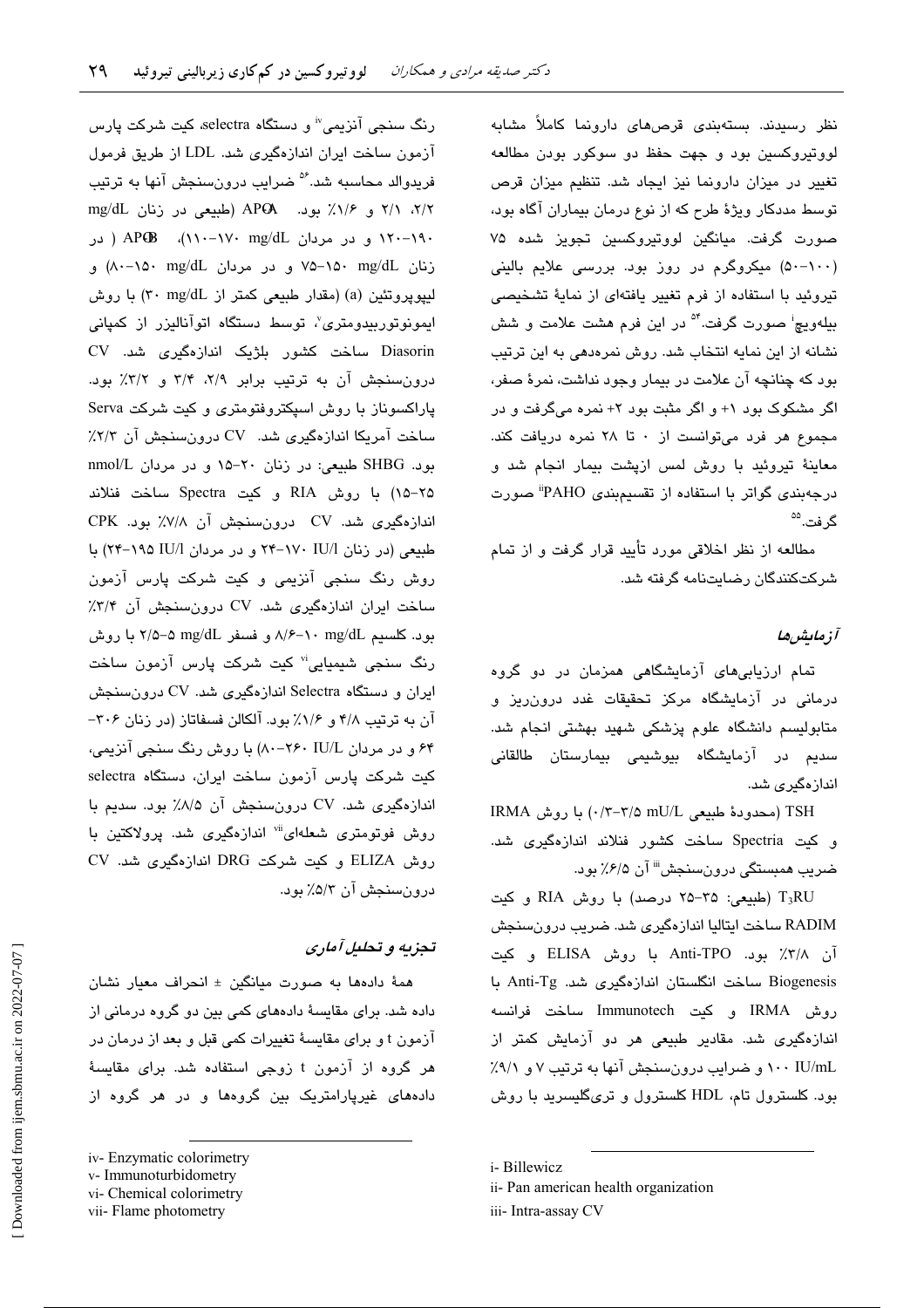نظر رسیدند. بسته‌بندی قرص‌های دارونما کاملاً مشابه لووتیروکسین بود و جهت حفظ دو سوکور بودن مطالعه تغییر در میزان دارونما نیز ایجاد شد. تنظیم میزان قرص توسط مددکار ویژهٔ طرح که از نوع درمان بیماران آگاه بود، صورت گرفت. میانگین لووتیروکسین تجویز شده ۷۵ (۱۰۰-۵۰) میکروگرم در روز بود. بررسی علایم بالینی تیروئید با استفاده از فرم تغییر یافته‌ای از نمایهٔ تشخیصی بیله‌ویچ[i] صورت گرفت.[54] در این فرم هشت علامت و شش نشانه از این نمایه انتخاب شد. روش نمره‌دهی به این ترتیب بود که چنانچه آن علامت در بیمار وجود نداشت، نمرهٔ صفر، اگر مشکوک بود ۱+ و اگر مثبت بود ۲+ نمره می‌گرفت و در مجموع هر فرد می‌توانست از ۰ تا ۲۸ نمره دریافت کند. معاینهٔ تیروئید با روش لمس ازپشت بیمار انجام شد و درجه‌بندی گواتر با استفاده از تقسیم‌بندی PAHO[ii] صورت گرفت.[55]

مطالعه از نظر اخلاقی مورد تأیید قرار گرفت و از تمام شرکت‌کنندگان رضایت‌نامه گرفته شد.

### آزمایش‌ها

تمام ارزیابی‌های آزمایشگاهی همزمان در دو گروه درمانی در آزمایشگاه مرکز تحقیقات غدد درون‌ریز و متابولیسم دانشگاه علوم پزشکی شهید بهشتی انجام شد. سدیم در آزمایشگاه بیوشیمی بیمارستان طالقانی اندازه‌گیری شد.

TSH (محدودهٔ طبیعی ۰/۳-۳/۵ mU/L) با روش IRMA و کیت Spectria ساخت کشور فنلاند اندازه‌گیری شد. ضریب همبستگی درون‌سنجش[iii] آن ۶/۵٪ بود.

$T_3RU$ (طبیعی: ۲۵-۳۵ درصد) با روش RIA و کیت RADIM ساخت ایتالیا اندازه‌گیری شد. ضریب درون‌سنجش آن ۳/۸٪ بود. Anti-TPO با روش ELISA و کیت Biogenesis ساخت انگلستان اندازه‌گیری شد. Anti-Tg با روش IRMA و کیت Immunotech ساخت فرانسه اندازه‌گیری شد. مقادیر طبیعی هر دو آزمایش کمتر از ۱۰۰ IU/mL و ضرایب درون‌سنجش آنها به ترتیب ۷ و ۹/۱٪ بود. کلسترول تام، HDL کلسترول و تری‌گلیسرید با روش رنگ سنجی آنزیمی[iv] و دستگاه selectra، کیت شرکت پارس آزمون ساخت ایران اندازه‌گیری شد. LDL از طریق فرمول فریدوالد محاسبه شد.[56] ضرایب درون‌سنجش آنها به ترتیب ۲/۲، ۲/۱ و ۱/۶٪ بود. APOA (طبیعی در زنان mg/dL ۱۹۰-۱۲۰ و در مردان ۱۱۰-۱۷۰ mg/dL)، APOB (در زنان ۷۵-۱۵۰ mg/dL و در مردان ۸۰-۱۵۰ mg/dL) و لیپوپروتئین (a) (مقدار طبیعی کمتر از ۳۰ mg/dL) با روش ایمونوتوربیدومتری[v]، توسط دستگاه اتوآنالیزر از کمپانی Diasorin ساخت کشور بلژیک اندازه‌گیری شد. CV درون‌سنجش آن به ترتیب برابر ۲/۹، ۳/۴ و ۳/۲٪ بود. پاراکسوناز با روش اسپکتروفتومتری و کیت شرکت Serva ساخت آمریکا اندازه‌گیری شد. CV درون‌سنجش آن ۲/۳٪ بود. SHBG طبیعی: در زنان ۲۰-۱۵ و در مردان nmol/L ۲۵-۱۵) با روش RIA و کیت Spectra ساخت فنلاند اندازه‌گیری شد. CV درون‌سنجش آن ۷/۸٪ بود. CPK طبیعی (در زنان ۲۴-۱۷۰ IU/l و در مردان ۲۴-۱۹۵ IU/l) با روش رنگ سنجی آنزیمی و کیت شرکت پارس آزمون ساخت ایران اندازه‌گیری شد. CV درون‌سنجش آن ۳/۴٪ بود. کلسیم ۸/۶-۱۰ mg/dL و فسفر ۲/۵-۵ mg/dL با روش رنگ سنجی شیمیایی[vi] کیت شرکت پارس آزمون ساخت ایران و دستگاه Selectra اندازه‌گیری شد. CV درون‌سنجش آن به ترتیب ۴/۸ و ۱/۶٪ بود. آلکالن فسفاتاز (در زنان ۳۰۶-۶۴ و در مردان ۸۰-۲۶۰ IU/L) با روش رنگ سنجی آنزیمی، کیت شرکت پارس آزمون ساخت ایران، دستگاه selectra اندازه‌گیری شد. CV درون‌سنجش آن ۸/۵٪ بود. سدیم با روش فوتومتری شعله‌ای[vii] اندازه‌گیری شد. پرولاکتین با روش ELIZA و کیت شرکت DRG اندازه‌گیری شد. CV درون‌سنجش آن ۵/۳٪ بود.

### تجزیه و تحلیل آماری

همهٔ داده‌ها به صورت میانگین ± انحراف معیار نشان داده شد. برای مقایسهٔ داده‌های کمی بین دو گروه درمانی از آزمون t و برای مقایسهٔ تغییرات کمی قبل و بعد از درمان در هر گروه از آزمون t زوجی استفاده شد. برای مقایسهٔ داده‌های غیرپارامتریک بین گروه‌ها و در هر گروه از

---

i- Billewicz
ii- Pan american health organization
iii- Intra-assay CV
iv- Enzymatic colorimetry
v- Immunoturbidometry
vi- Chemical colorimetry
vii- Flame photometry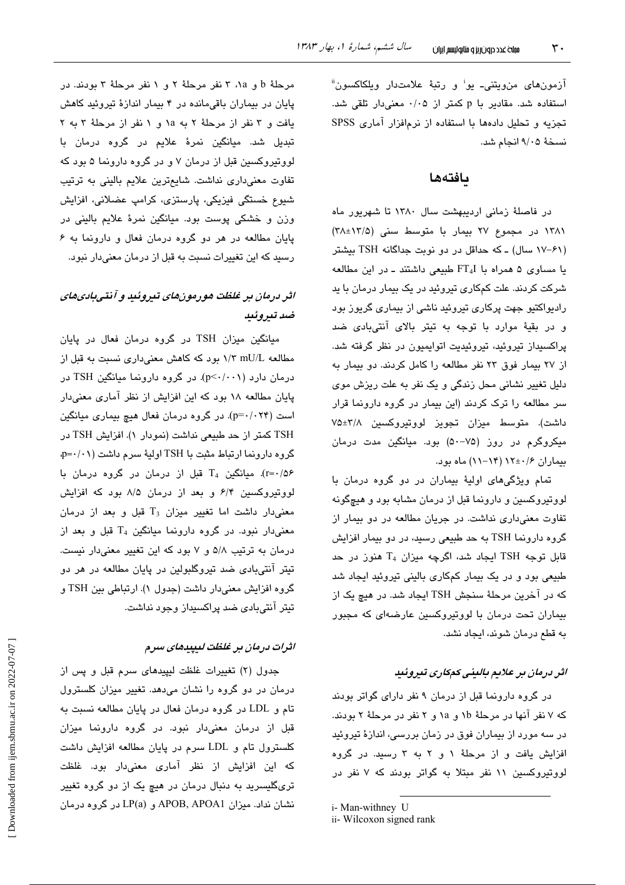آزمون‌های من‌ویتنی- یو[i] و رتبهٔ علامت‌دار ویلکاکسون[ii] استفاده شد. مقادیر با p کمتر از ۰/۰۵ معنی‌دار تلقی شد. تجزیه و تحلیل داده‌ها با استفاده از نرم‌افزار آماری SPSS نسخهٔ ۹/۰۵ انجام شد.

## یافته‌ها

در فاصلهٔ زمانی اردیبهشت سال ۱۳۸۰ تا شهریور ماه ۱۳۸۱ در مجموع ۲۷ بیمار با متوسط سنی (۱۳/۵±۳۸) (۶۱-۱۷ سال) ـ که حداقل در دو نوبت جداگانه TSH بیشتر یا مساوی ۵ همراه با $FT_4I$ طبیعی داشتند ـ در این مطالعه شرکت کردند. علت کم‌کاری تیروئید در یک بیمار درمان با ید رادیواکتیو جهت پرکاری تیروئید ناشی از بیماری گریوز بود و در بقیهٔ موارد با توجه به تیتر بالای آنتی‌بادی ضد پراکسیداز تیروئید، تیروئیدیت اتوایمیون در نظر گرفته شد. از ۲۷ بیمار فوق ۲۳ نفر مطالعه را کامل کردند. دو بیمار به دلیل تغییر نشانی محل زندگی و یک نفر به علت ریزش موی سر مطالعه را ترک کردند (این بیمار در گروه دارونما قرار داشت). متوسط میزان تجویز لووتیروکسین ۳/۸±۷۵ میکروگرم در روز (۷۵-۵۰) بود. میانگین مدت درمان بیماران ۰/۶±۱۲ (۱۴-۱۱) ماه بود.

تمام ویژگی‌های اولیهٔ بیماران در دو گروه درمان با لووتیروکسین و دارونما قبل از درمان مشابه بود و هیچ‌گونه تفاوت معنی‌داری نداشت. در جریان مطالعه در دو بیمار از گروه دارونما TSH به حد طبیعی رسید، در دو بیمار افزایش قابل توجه TSH ایجاد شد، اگرچه میزان $T_4$ هنوز در حد طبیعی بود و در یک بیمار کم‌کاری بالینی تیروئید ایجاد شد که در آخرین مرحلهٔ سنجش TSH ایجاد شد. در هیچ یک از بیماران تحت درمان با لووتیروکسین عارضه‌ای که مجبور به قطع درمان شوند، ایجاد نشد.

### *اثر درمان بر علایم بالینی کم‌کاری تیروئید*

در گروه دارونما قبل از درمان ۹ نفر دارای گواتر بودند که ۷ نفر آنها در مرحلهٔ ۱b و ۱a و ۲ نفر در مرحلهٔ ۲ بودند. در سه مورد از بیماران فوق در زمان بررسی، اندازهٔ تیروئید افزایش یافت و از مرحلهٔ ۱ و ۲ به ۳ رسید. در گروه لووتیروکسین ۱۱ نفر مبتلا به گواتر بودند که ۷ نفر در مرحلهٔ b و ۱a، ۳ نفر مرحلهٔ ۲ و ۱ نفر مرحلهٔ ۳ بودند. در پایان در بیماران باقی‌مانده در ۴ بیمار اندازهٔ تیروئید کاهش یافت و ۳ نفر از مرحلهٔ ۲ به ۱a و ۱ نفر از مرحلهٔ ۳ به ۲ تبدیل شد. میانگین نمرهٔ علایم در گروه درمان با لووتیروکسین قبل از درمان ۷ و در گروه دارونما ۵ بود که تفاوت معنی‌داری نداشت. شایع‌ترین علایم بالینی به ترتیب شیوع خستگی فیزیکی، پارستزی، کرامپ عضلانی، افزایش وزن و خشکی پوست بود. میانگین نمرهٔ علایم بالینی در پایان مطالعه در هر دو گروه درمان فعال و دارونما به ۶ رسید که این تغییرات نسبت به قبل از درمان معنی‌دار نبود.

### *اثر درمان بر غلظت هورمون‌های تیروئید و آنتی‌بادی‌های ضد تیروئید*

میانگین میزان TSH در گروه درمان فعال در پایان مطالعه ۱/۳ mU/L بود که کاهش معنی‌داری نسبت به قبل از درمان دارد (p<۰/۰۰۱). در گروه دارونما میانگین TSH در پایان مطالعه ۱۸ بود که این افزایش از نظر آماری معنی‌دار است (p=۰/۰۲۴). در گروه درمان فعال هیچ بیماری میانگین TSH کمتر از حد طبیعی نداشت (نمودار ۱). افزایش TSH در گروه دارونما ارتباط مثبت با TSH اولیهٔ سرم داشت (p=۰/۰۱، r=۰/۵۶). میانگین $T_4$ قبل از درمان در گروه درمان با لووتیروکسین ۶/۴ و بعد از درمان ۸/۵ بود که افزایش معنی‌دار داشت اما تغییر میزان $T_3$ قبل و بعد از درمان معنی‌دار نبود. در گروه دارونما میانگین $T_4$ قبل و بعد از درمان به ترتیب ۵/۸ و ۷ بود که این تغییر معنی‌دار نیست. تیتر آنتی‌بادی ضد تیروگلبولین در پایان مطالعه در هر دو گروه افزایش معنی‌دار داشت (جدول ۱). ارتباطی بین TSH و تیتر آنتی‌بادی ضد پراکسیداز وجود نداشت.

### *اثرات درمان بر غلظت لیپیدهای سرم*

جدول (۲) تغییرات غلظت لیپیدهای سرم قبل و پس از درمان در دو گروه را نشان می‌دهد. تغییر میزان کلسترول تام و LDL در گروه درمان فعال در پایان مطالعه نسبت به قبل از درمان معنی‌دار نبود. در گروه دارونما میزان کلسترول تام و LDL سرم در پایان مطالعه افزایش داشت که این افزایش از نظر آماری معنی‌دار بود. غلظت تری‌گلیسرید به دنبال درمان در هیچ یک از دو گروه تغییر نشان نداد. میزان APOB, APOA1 و LP(a) در گروه درمان

i- Man-withney U

ii- Wilcoxon signed rank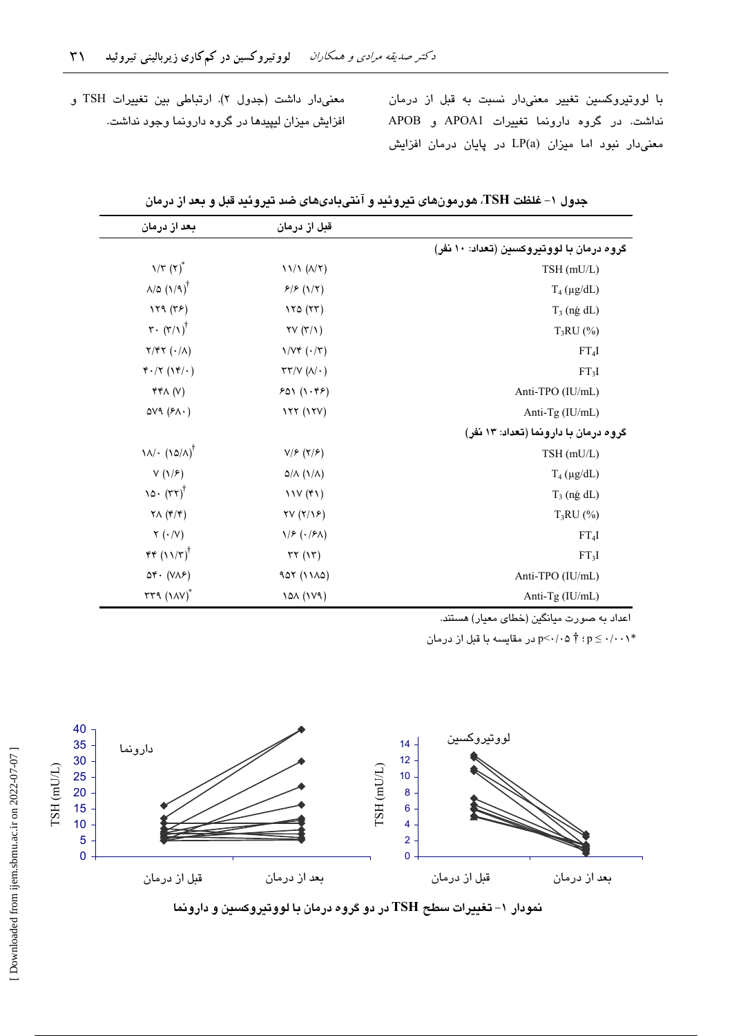با لووتیروکسین تغییر معنی‌دار نسبت به قبل از درمان نداشت. در گروه دارونما تغییرات APOA1 و APOB معنی‌دار نبود اما میزان LP(a) در پایان درمان افزایش معنی‌دار داشت (جدول ۲). ارتباطی بین تغییرات TSH و افزایش میزان لیپیدها در گروه دارونما وجود نداشت.

**جدول ۱- غلظت TSH، هورمون‌های تیروئید و آنتی‌بادی‌های ضد تیروئید قبل و بعد از درمان**

| | قبل از درمان | بعد از درمان |
|---|---|---|
| **گروه درمان با لووتیروکسین (تعداد: ۱۰ نفر)** | | |
| TSH (mU/L) | ۱۱/۱ (۸/۲) | ۱/۳ (۲)* |
| $T_4$ (µg/dL) | ۶/۶ (۱/۲) | ۸/۵ (۱/۹)† |
| $T_3$ (ng dL) | ۱۲۵ (۲۳) | ۱۲۹ (۳۶) |
| $T_3$RU (%) | ۲۷ (۳/۱) | ۳۰ (۳/۱)† |
| $FT_4I$ | ۱/۷۴ (۰/۳) | ۲/۴۲ (۰/۸) |
| $FT_3I$ | ۳۳/۷ (۸/۰) | ۴۰/۲ (۱۴/۰) |
| Anti-TPO (IU/mL) | ۶۵۱ (۱۰۴۶) | ۴۴۸ (۷) |
| Anti-Tg (IU/mL) | ۱۲۲ (۱۲۷) | ۵۷۹ (۶۸۰) |
| **گروه درمان با دارونما (تعداد: ۱۳ نفر)** | | |
| TSH (mU/L) | ۷/۶ (۲/۶) | ۱۸/۰ (۱۵/۸)† |
| $T_4$ (µg/dL) | ۵/۸ (۱/۸) | ۷ (۱/۶) |
| $T_3$ (ng dL) | ۱۱۷ (۴۱) | ۱۵۰ (۳۲)† |
| $T_3$RU (%) | ۲۷ (۲/۱۶) | ۲۸ (۴/۴) |
| $FT_4I$ | ۱/۶ (۰/۶۸) | ۲ (۰/۷) |
| $FT_3I$ | ۳۲ (۱۳) | ۴۴ (۱۱/۳)† |
| Anti-TPO (IU/mL) | ۹۵۲ (۱۱۸۵) | ۵۴۰ (۷۸۶) |
| Anti-Tg (IU/mL) | ۱۵۸ (۱۷۹) | ۳۳۹ (۱۸۷)* |

اعداد به صورت میانگین (خطای معیار) هستند.

* $p \leq ۰/۰۰۱$ ؛ † $p<۰/۰۵$ در مقایسه با قبل از درمان

دارونما

TSH (mU/L)

40 35 30 25 20 15 10 5 0

قبل از درمان — بعد از درمان

لووتیروکسین

TSH (mU/L)

14 12 10 8 6 4 2 0

قبل از درمان — بعد از درمان

**نمودار ۱- تغییرات سطح TSH در دو گروه درمان با لووتیروکسین و دارونما**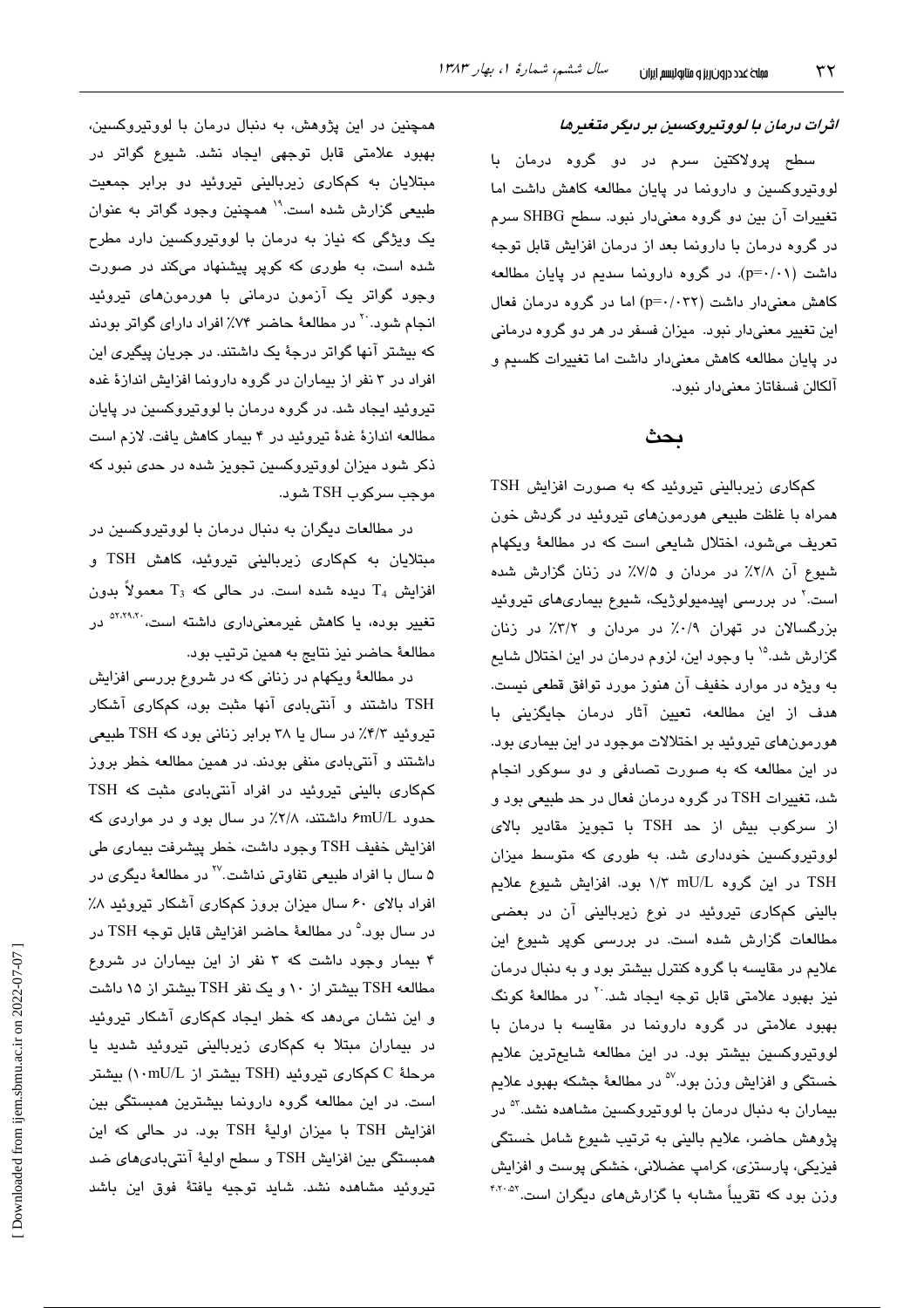### اثرات درمان با لووتیروکسین بر دیگر متغیرها

سطح پرولاکتین سرم در دو گروه درمان با لووتیروکسین و دارونما در پایان مطالعه کاهش داشت اما تغییرات آن بین دو گروه معنی‌دار نبود. سطح SHBG سرم در گروه درمان با دارونما بعد از درمان افزایش قابل توجه داشت (p=۰/۰۱). در گروه دارونما سدیم در پایان مطالعه کاهش معنی‌دار داشت (p=۰/۰۳۲) اما در گروه درمان فعال این تغییر معنی‌دار نبود. میزان فسفر در هر دو گروه درمانی در پایان مطالعه کاهش معنی‌دار داشت اما تغییرات کلسیم و آلکالن فسفاتاز معنی‌دار نبود.

## بحث

کم‌کاری زیربالینی تیروئید که به صورت افزایش TSH همراه با غلظت طبیعی هورمون‌های تیروئید در گردش خون تعریف می‌شود، اختلال شایعی است که در مطالعهٔ ویکهام شیوع آن ۲/۸٪ در مردان و ۷/۵٪ در زنان گزارش شده است.[۲] در بررسی اپیدمیولوژیک، شیوع بیماری‌های تیروئید بزرگسالان در تهران ۰/۹٪ در مردان و ۳/۲٪ در زنان گزارش شد.[۱۵] با وجود این، لزوم درمان در این اختلال شایع به ویژه در موارد خفیف آن هنوز مورد توافق قطعی نیست. هدف از این مطالعه، تعیین آثار درمان جایگزینی با هورمون‌های تیروئید بر اختلالات موجود در این بیماری بود. در این مطالعه که به صورت تصادفی و دو سوکور انجام شد، تغییرات TSH در گروه درمان فعال در حد طبیعی بود و از سرکوب بیش از حد TSH با تجویز مقادیر بالای لووتیروکسین خودداری شد. به طوری که متوسط میزان TSH در این گروه ۱/۳ mU/L بود. افزایش شیوع علایم بالینی کم‌کاری تیروئید در نوع زیربالینی آن در بعضی مطالعات گزارش شده است. در بررسی کوپر شیوع این علایم در مقایسه با گروه کنترل بیشتر بود و به دنبال درمان نیز بهبود علامتی قابل توجه ایجاد شد.[۲۰] در مطالعهٔ کونگ بهبود علامتی در گروه دارونما در مقایسه با درمان با لووتیروکسین بیشتر بود. در این مطالعه شایع‌ترین علایم خستگی و افزایش وزن بود.[۵۷] در مطالعهٔ جشکه بهبود علایم بیماران به دنبال درمان با لووتیروکسین مشاهده نشد.[۵۳] در پژوهش حاضر، علایم بالینی به ترتیب شیوع شامل خستگی فیزیکی، پارستزی، کرامپ عضلانی، خشکی پوست و افزایش وزن بود که تقریباً مشابه با گزارش‌های دیگران است.[۴،۲۰،۵۲]

همچنین در این پژوهش، به دنبال درمان با لووتیروکسین، بهبود علامتی قابل توجهی ایجاد نشد. شیوع گواتر در مبتلایان به کم‌کاری زیربالینی تیروئید دو برابر جمعیت طبیعی گزارش شده است.[۱۹] همچنین وجود گواتر به عنوان یک ویژگی که نیاز به درمان با لووتیروکسین دارد مطرح شده است، به طوری که کوپر پیشنهاد می‌کند در صورت وجود گواتر یک آزمون درمانی با هورمون‌های تیروئید انجام شود.[۲۰] در مطالعهٔ حاضر ۷۴٪ افراد دارای گواتر بودند که بیشتر آنها گواتر درجهٔ یک داشتند. در جریان پیگیری این افراد در ۳ نفر از بیماران در گروه دارونما افزایش اندازهٔ غده تیروئید ایجاد شد. در گروه درمان با لووتیروکسین در پایان مطالعه اندازهٔ غدهٔ تیروئید در ۴ بیمار کاهش یافت. لازم است ذکر شود میزان لووتیروکسین تجویز شده در حدی نبود که موجب سرکوب TSH شود.

در مطالعات دیگران به دنبال درمان با لووتیروکسین در مبتلایان به کم‌کاری زیربالینی تیروئید، کاهش TSH و افزایش $T_4$ دیده شده است. در حالی که $T_3$ معمولاً بدون تغییر بوده، یا کاهش غیرمعنی‌داری داشته است،[۵۲،۲۹،۲۰] در مطالعهٔ حاضر نیز نتایج به همین ترتیب بود.

در مطالعهٔ ویکهام در زنانی که در شروع بررسی افزایش TSH داشتند و آنتی‌بادی آنها مثبت بود، کم‌کاری آشکار تیروئید ۴/۳٪ در سال یا ۳۸ برابر زنانی بود که TSH طبیعی داشتند و آنتی‌بادی منفی بودند. در همین مطالعه خطر بروز کم‌کاری بالینی تیروئید در افراد آنتی‌بادی مثبت که TSH حدود ۶mU/L داشتند، ۲/۸٪ در سال بود و در مواردی که افزایش خفیف TSH وجود داشت، خطر پیشرفت بیماری طی ۵ سال با افراد طبیعی تفاوتی نداشت.[۲۷] در مطالعهٔ دیگری در افراد بالای ۶۰ سال میزان بروز کم‌کاری آشکار تیروئید ۸٪ در سال بود.[۵] در مطالعهٔ حاضر افزایش قابل توجه TSH در ۴ بیمار وجود داشت که ۳ نفر از این بیماران در شروع مطالعه TSH بیشتر از ۱۰ و یک نفر TSH بیشتر از ۱۵ داشت و این نشان می‌دهد که خطر ایجاد کم‌کاری آشکار تیروئید در بیماران مبتلا به کم‌کاری زیربالینی تیروئید شدید یا مرحلهٔ C کم‌کاری تیروئید (TSH بیشتر از ۱۰mU/L) بیشتر است. در این مطالعه گروه دارونما بیشترین همبستگی بین افزایش TSH با میزان اولیهٔ TSH بود. در حالی که این همبستگی بین افزایش TSH و سطح اولیهٔ آنتی‌بادی‌های ضد تیروئید مشاهده نشد. شاید توجیه یافتهٔ فوق این باشد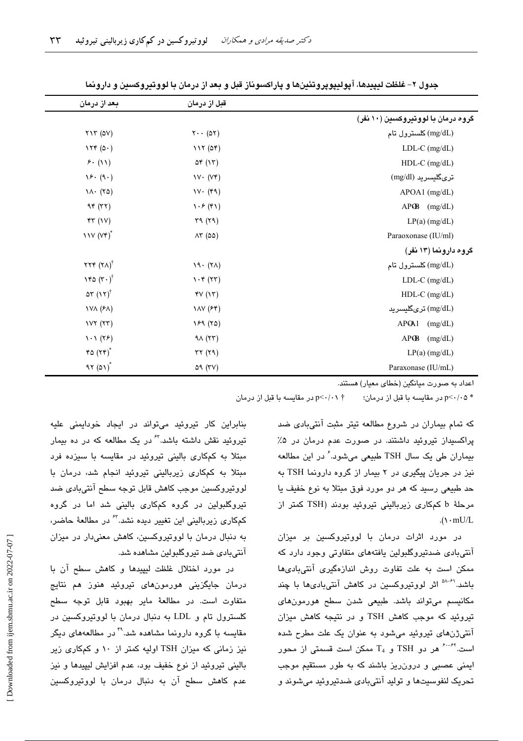جدول ۲- غلظت لیپیدها، آپولیپوپروتئین‌ها و پاراکسوناز قبل و بعد از درمان با لووتیروکسین و دارونما

| | قبل از درمان | بعد از درمان |
|---|---|---|
| **گروه درمان با لووتیروکسین (۱۰ نفر)** | | |
| کلسترول تام (mg/dL) | ۲۰۰ (۵۲) | ۲۱۳ (۵۷) |
| LDL-C (mg/dL) | ۱۱۲ (۵۴) | ۱۲۴ (۵۰) |
| HDL-C (mg/dL) | ۵۴ (۱۳) | ۶۰ (۱۱) |
| تری‌گلیسرید (mg/dl) | ۱۷۰ (۷۴) | ۱۶۰ (۹۰) |
| APOA1 (mg/dL) | ۱۷۰ (۴۹) | ۱۸۰ (۲۵) |
| APOB (mg/dL) | ۱۰۶ (۴۱) | ۹۴ (۳۲) |
| LP(a) (mg/dL) | ۳۹ (۲۹) | ۴۳ (۱۷) |
| Paraoxonase (IU/ml) | ۸۳ (۵۵) | ۱۱۷ (۷۴)* |
| **گروه دارونما (۱۳ نفر)** | | |
| کلسترول تام (mg/dL) | ۱۹۰ (۲۸) | ۲۲۴ (۲۸)† |
| LDL-C (mg/dL) | ۱۰۴ (۲۳) | ۱۴۵ (۳۰)† |
| HDL-C (mg/dL) | ۴۷ (۱۳) | ۵۳ (۱۲)† |
| تری‌گلیسرید (mg/dL) | ۱۸۷ (۶۴) | ۱۷۸ (۶۸) |
| APOA1 (mg/dL) | ۱۶۹ (۲۵) | ۱۷۲ (۲۳) |
| APOB (mg/dL) | ۹۸ (۲۳) | ۱۰۱ (۲۶) |
| LP(a) (mg/dL) | ۳۲ (۲۹) | ۴۵ (۲۴)* |
| Paraxonase (IU/mL) | ۵۹ (۳۷) | ۹۲ (۵۱)* |

اعداد به صورت میانگین (خطای معیار) هستند.

* $p<0.05$ در مقایسه با قبل از درمان؛ † $p<0.01$ در مقایسه با قبل از درمان

که تمام بیماران در شروع مطالعه تیتر مثبت آنتی‌بادی ضد پراکسیداز تیروئید داشتند. در صورت عدم درمان در ۵٪ بیماران طی یک سال TSH طبیعی می‌شود.[۶] در این مطالعه نیز در جریان پیگیری در ۲ بیمار از گروه دارونما TSH به حد طبیعی رسید که هر دو مورد فوق مبتلا به نوع خفیف یا مرحلهٔ b کم‌کاری زیربالینی تیروئید بودند (TSH کمتر از ۱۰mU/L).

در مورد اثرات درمان با لووتیروکسین بر میزان آنتی‌بادی ضدتیروگلبولین یافته‌های متفاوتی وجود دارد که ممکن است به علت تفاوت روش اندازه‌گیری آنتی‌بادی‌ها باشد.[۵۸-۶۱] اثر لووتیروکسین در کاهش آنتی‌بادی‌ها با چند مکانیسم می‌تواند باشد. طبیعی شدن سطح هورمون‌های تیروئید که موجب کاهش TSH و در نتیجه کاهش میزان آنتی‌ژن‌های تیروئید می‌شود به عنوان یک علت مطرح شده است.[۶۰-۶۲] هر دو TSH و $T_4$ ممکن است قسمتی از محور ایمنی عصبی و درون‌ریز باشند که به طور مستقیم موجب تحریک لنفوسیت‌ها و تولید آنتی‌بادی ضدتیروئید می‌شوند و بنابراین کار تیروئید می‌تواند در ایجاد خودایمنی علیه تیروئید نقش داشته باشد.[۶۳] در یک مطالعه که در ده بیمار مبتلا به کم‌کاری بالینی تیروئید در مقایسه با سیزده فرد مبتلا به کم‌کاری زیربالینی تیروئید انجام شد، درمان با لووتیروکسین موجب کاهش قابل توجه سطح آنتی‌بادی ضد تیروگلبولین در گروه کم‌کاری بالینی شد اما در گروه کم‌کاری زیربالینی این تغییر دیده نشد.[۶۳] در مطالعهٔ حاضر، به دنبال درمان با لووتیروکسین، کاهش معنی‌دار در میزان آنتی‌بادی ضد تیروگلبولین مشاهده شد.

در مورد اختلال غلظت لیپیدها و کاهش سطح آن با درمان جایگزینی هورمون‌های تیروئید هنوز هم نتایج متفاوت است. در مطالعهٔ مایر بهبود قابل توجه سطح کلسترول تام و LDL به دنبال درمان با لووتیروکسین در مقایسه با گروه دارونما مشاهده شد.[۴۹] در مطالعه‌های دیگر نیز زمانی که میزان TSH اولیه کمتر از ۱۰ و کم‌کاری زیر بالینی تیروئید از نوع خفیف بود، عدم افزایش لیپیدها و نیز عدم کاهش سطح آن به دنبال درمان با لووتیروکسین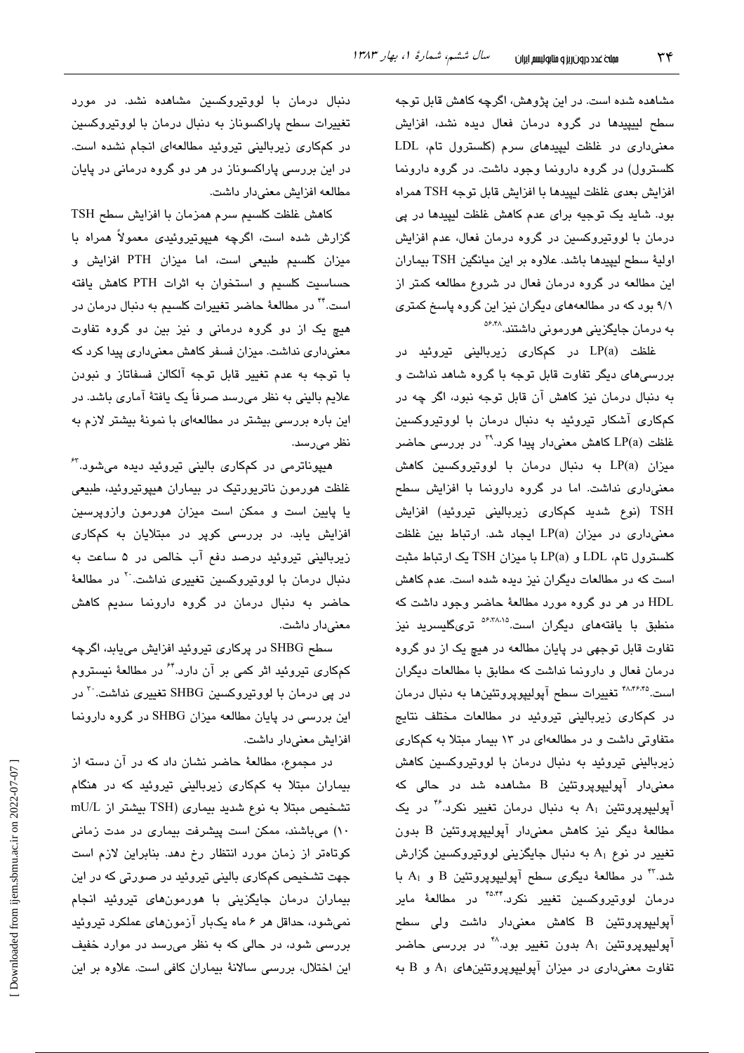مشاهده شده است. در این پژوهش، اگرچه کاهش قابل توجه سطح لیپیدها در گروه درمان فعال دیده نشد، افزایش معنی‌داری در غلظت لیپیدهای سرم (کلسترول تام، LDL کلسترول) در گروه دارونما وجود داشت. در گروه دارونما افزایش بعدی غلظت لیپیدها با افزایش قابل توجه TSH همراه بود. شاید یک توجیه برای عدم کاهش غلظت لیپیدها در پی درمان با لووتیروکسین در گروه درمان فعال، عدم افزایش اولیهٔ سطح لیپیدها باشد. علاوه بر این میانگین TSH بیماران این مطالعه در گروه درمان فعال در شروع مطالعه کمتر از ۹/۱ بود که در مطالعه‌های دیگران نیز این گروه پاسخ کمتری به درمان جایگزینی هورمونی داشتند.[۵۶،۴۸]

غلظت LP(a) در کمکاری زیربالینی تیروئید در بررسی‌های دیگر تفاوت قابل توجه با گروه شاهد نداشت و به دنبال درمان نیز کاهش آن قابل توجه نبود، اگر چه در کمکاری آشکار تیروئید به دنبال درمان با لووتیروکسین غلظت LP(a) کاهش معنی‌دار پیدا کرد.[۳۹] در بررسی حاضر میزان LP(a) به دنبال درمان با لووتیروکسین کاهش معنی‌داری نداشت. اما در گروه دارونما با افزایش سطح TSH (نوع شدید کمکاری زیربالینی تیروئید) افزایش معنی‌داری در میزان LP(a) ایجاد شد. ارتباط بین غلظت کلسترول تام، LDL و LP(a) با میزان TSH یک ارتباط مثبت است که در مطالعات دیگران نیز دیده شده است. عدم کاهش HDL در هر دو گروه مورد مطالعهٔ حاضر وجود داشت که منطبق با یافته‌های دیگران است.[۵۶،۳۸،۱۵] تری‌گلیسرید نیز تفاوت قابل توجهی در پایان مطالعه در هیچ یک از دو گروه درمان فعال و دارونما نداشت که مطابق با مطالعات دیگران است.[۴۸،۴۶،۴۵] تغییرات سطح آپولیپوپروتئین‌ها به دنبال درمان در کمکاری زیربالینی تیروئید در مطالعات مختلف نتایج متفاوتی داشت و در مطالعه‌ای در ۱۳ بیمار مبتلا به کمکاری زیربالینی تیروئید به دنبال درمان با لووتیروکسین کاهش معنی‌دار آپولیپوپروتئین B مشاهده شد در حالی که آپولیپوپروتئین $A_1$ به دنبال درمان تغییر نکرد.[۴۶] در یک مطالعهٔ دیگر نیز کاهش معنی‌دار آپولیپوپروتئین B بدون تغییر در نوع $A_1$ به دنبال جایگزینی لووتیروکسین گزارش شد.[۴۳] در مطالعهٔ دیگری سطح آپولیپوپروتئین B و $A_1$ با درمان لووتیروکسین تغییر نکرد.[۴۵،۴۴] در مطالعهٔ مایر آپولیپوپروتئین B کاهش معنی‌دار داشت ولی سطح آپولیپوپروتئین $A_1$ بدون تغییر بود.[۴۸] در بررسی حاضر تفاوت معنی‌داری در میزان آپولیپوپروتئین‌های $A_1$ و B به دنبال درمان با لووتیروکسین مشاهده نشد. در مورد تغییرات سطح پاراکسوناز به دنبال درمان با لووتیروکسین در کمکاری زیربالینی تیروئید مطالعه‌ای انجام نشده است. در این بررسی پاراکسوناز در هر دو گروه درمانی در پایان مطالعه افزایش معنی‌دار داشت.

کاهش غلظت کلسیم سرم همزمان با افزایش سطح TSH گزارش شده است، اگرچه هیپوتیروئیدی معمولاً همراه با میزان کلسیم طبیعی است، اما میزان PTH افزایش و حساسیت کلسیم و استخوان به اثرات PTH کاهش یافته است.[۴۴] در مطالعهٔ حاضر تغییرات کلسیم به دنبال درمان در هیچ یک از دو گروه درمانی و نیز بین دو گروه تفاوت معنی‌داری نداشت. میزان فسفر کاهش معنی‌داری پیدا کرد که با توجه به عدم تغییر قابل توجه آلکالن فسفاتاز و نبودن علایم بالینی به نظر می‌رسد صرفاً یک یافتهٔ آماری باشد. در این باره بررسی بیشتر در مطالعه‌ای با نمونهٔ بیشتر لازم به نظر می‌رسد.

هیپوناترمی در کمکاری بالینی تیروئید دیده می‌شود.[۶۳] غلظت هورمون ناتریورتیک در بیماران هیپوتیروئید، طبیعی یا پایین است و ممکن است میزان هورمون وازوپرسین افزایش یابد. در بررسی کوپر در مبتلایان به کمکاری زیربالینی تیروئید درصد دفع آب خالص در ۵ ساعت به دنبال درمان با لووتیروکسین تغییری نداشت.[۲۰] در مطالعهٔ حاضر به دنبال درمان در گروه دارونما سدیم کاهش معنی‌دار داشت.

سطح SHBG در پرکاری تیروئید افزایش می‌یابد، اگرچه کمکاری تیروئید اثر کمی بر آن دارد.[۶۴] در مطالعهٔ نیستروم در پی درمان با لووتیروکسین SHBG تغییری نداشت.[۲۰] در این بررسی در پایان مطالعه میزان SHBG در گروه دارونما افزایش معنی‌دار داشت.

در مجموع، مطالعهٔ حاضر نشان داد که در آن دسته از بیماران مبتلا به کمکاری زیربالینی تیروئید که در هنگام تشخیص مبتلا به نوع شدید بیماری (TSH بیشتر از mU/L ۱۰) می‌باشند، ممکن است پیشرفت بیماری در مدت زمانی کوتاه‌تر از زمان مورد انتظار رخ دهد. بنابراین لازم است جهت تشخیص کمکاری بالینی تیروئید در صورتی که در این بیماران درمان جایگزینی با هورمون‌های تیروئید انجام نمی‌شود، حداقل هر ۶ ماه یکبار آزمون‌های عملکرد تیروئید بررسی شود، در حالی که به نظر می‌رسد در موارد خفیف این اختلال، بررسی سالانهٔ بیماران کافی است. علاوه بر این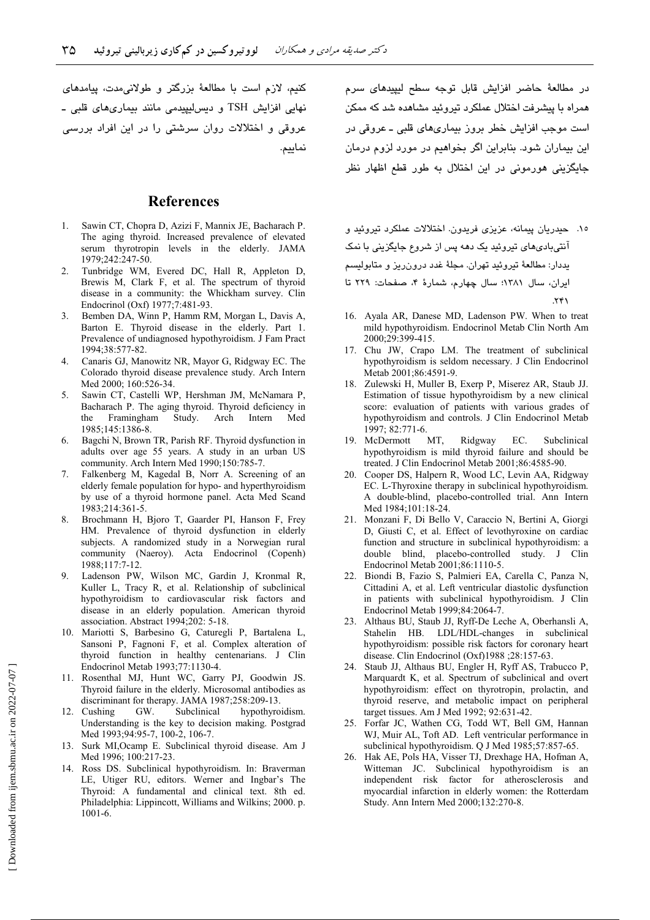در مطالعهٔ حاضر افزایش قابل توجه سطح لیپیدهای سرم همراه با پیشرفت اختلال عملکرد تیروئید مشاهده شد که ممکن است موجب افزایش خطر بروز بیماری‌های قلبی ـ عروقی در این بیماران شود. بنابراین اگر بخواهیم در مورد لزوم درمان جایگزینی هورمونی در این اختلال به طور قطع اظهار نظر کنیم، لازم است با مطالعهٔ بزرگتر و طولانی‌مدت، پیامدهای نهایی افزایش TSH و دیس‌لیپیدمی مانند بیماری‌های قلبی ـ عروقی و اختلالات روان سرشتی را در این افراد بررسی نماییم.

## References

1. Sawin CT, Chopra D, Azizi F, Mannix JE, Bacharach P. The aging thyroid. Increased prevalence of elevated serum thyrotropin levels in the elderly. JAMA 1979;242:247-50.
2. Tunbridge WM, Evered DC, Hall R, Appleton D, Brewis M, Clark F, et al. The spectrum of thyroid disease in a community: the Whickham survey. Clin Endocrinol (Oxf) 1977;7:481-93.
3. Bemben DA, Winn P, Hamm RM, Morgan L, Davis A, Barton E. Thyroid disease in the elderly. Part 1. Prevalence of undiagnosed hypothyroidism. J Fam Pract 1994;38:577-82.
4. Canaris GJ, Manowitz NR, Mayor G, Ridgway EC. The Colorado thyroid disease prevalence study. Arch Intern Med 2000; 160:526-34.
5. Sawin CT, Castelli WP, Hershman JM, McNamara P, Bacharach P. The aging thyroid. Thyroid deficiency in the Framingham Study. Arch Intern Med 1985;145:1386-8.
6. Bagchi N, Brown TR, Parish RF. Thyroid dysfunction in adults over age 55 years. A study in an urban US community. Arch Intern Med 1990;150:785-7.
7. Falkenberg M, Kagedal B, Norr A. Screening of an elderly female population for hypo- and hyperthyroidism by use of a thyroid hormone panel. Acta Med Scand 1983;214:361-5.
8. Brochmann H, Bjoro T, Gaarder PI, Hanson F, Frey HM. Prevalence of thyroid dysfunction in elderly subjects. A randomized study in a Norwegian rural community (Naeroy). Acta Endocrinol (Copenh) 1988;117:7-12.
9. Ladenson PW, Wilson MC, Gardin J, Kronmal R, Kuller L, Tracy R, et al. Relationship of subclinical hypothyroidism to cardiovascular risk factors and disease in an elderly population. American thyroid association. Abstract 1994;202: 5-18.
10. Mariotti S, Barbesino G, Caturegli P, Bartalena L, Sansoni P, Fagnoni F, et al. Complex alteration of thyroid function in healthy centenarians. J Clin Endocrinol Metab 1993;77:1130-4.
11. Rosenthal MJ, Hunt WC, Garry PJ, Goodwin JS. Thyroid failure in the elderly. Microsomal antibodies as discriminant for therapy. JAMA 1987;258:209-13.
12. Cushing GW. Subclinical hypothyroidism. Understanding is the key to decision making. Postgrad Med 1993;94:95-7, 100-2, 106-7.
13. Surk MI,Ocamp E. Subclinical thyroid disease. Am J Med 1996; 100:217-23.
14. Ross DS. Subclinical hypothyroidism. In: Braverman LE, Utiger RU, editors. Werner and Ingbar's The Thyroid: A fundamental and clinical text. 8th ed. Philadelphia: Lippincott, Williams and Wilkins; 2000. p. 1001-6.
15. حیدریان پیمانه، عزیزی فریدون. اختلالات عملکرد تیروئید و آنتی‌بادی‌های تیروئید یک دهه پس از شروع جایگزینی با نمک یددار: مطالعهٔ تیروئید تهران. مجلهٔ غدد درون‌ریز و متابولیسم ایران، سال ۱۳۸۱؛ سال چهارم، شمارهٔ ۴، صفحات: ۲۲۹ تا ۲۴۱.
16. Ayala AR, Danese MD, Ladenson PW. When to treat mild hypothyroidism. Endocrinol Metab Clin North Am 2000;29:399-415.
17. Chu JW, Crapo LM. The treatment of subclinical hypothyroidism is seldom necessary. J Clin Endocrinol Metab 2001;86:4591-9.
18. Zulewski H, Muller B, Exerp P, Miserez AR, Staub JJ. Estimation of tissue hypothyroidism by a new clinical score: evaluation of patients with various grades of hypothyroidism and controls. J Clin Endocrinol Metab 1997; 82:771-6.
19. McDermott MT, Ridgway EC. Subclinical hypothyroidism is mild thyroid failure and should be treated. J Clin Endocrinol Metab 2001;86:4585-90.
20. Cooper DS, Halpern R, Wood LC, Levin AA, Ridgway EC. L-Thyroxine therapy in subclinical hypothyroidism. A double-blind, placebo-controlled trial. Ann Intern Med 1984;101:18-24.
21. Monzani F, Di Bello V, Caraccio N, Bertini A, Giorgi D, Giusti C, et al. Effect of levothyroxine on cardiac function and structure in subclinical hypothyroidism: a double blind, placebo-controlled study. J Clin Endocrinol Metab 2001;86:1110-5.
22. Biondi B, Fazio S, Palmieri EA, Carella C, Panza N, Cittadini A, et al. Left ventricular diastolic dysfunction in patients with subclinical hypothyroidism. J Clin Endocrinol Metab 1999;84:2064-7.
23. Althaus BU, Staub JJ, Ryff-De Leche A, Oberhansli A, Stahelin HB. LDL/HDL-changes in subclinical hypothyroidism: possible risk factors for coronary heart disease. Clin Endocrinol (Oxf)1988 ;28:157-63.
24. Staub JJ, Althaus BU, Engler H, Ryff AS, Trabucco P, Marquardt K, et al. Spectrum of subclinical and overt hypothyroidism: effect on thyrotropin, prolactin, and thyroid reserve, and metabolic impact on peripheral target tissues. Am J Med 1992; 92:631-42.
25. Forfar JC, Wathen CG, Todd WT, Bell GM, Hannan WJ, Muir AL, Toft AD. Left ventricular performance in subclinical hypothyroidism. Q J Med 1985;57:857-65.
26. Hak AE, Pols HA, Visser TJ, Drexhage HA, Hofman A, Witteman JC. Subclinical hypothyroidism is an independent risk factor for atherosclerosis and myocardial infarction in elderly women: the Rotterdam Study. Ann Intern Med 2000;132:270-8.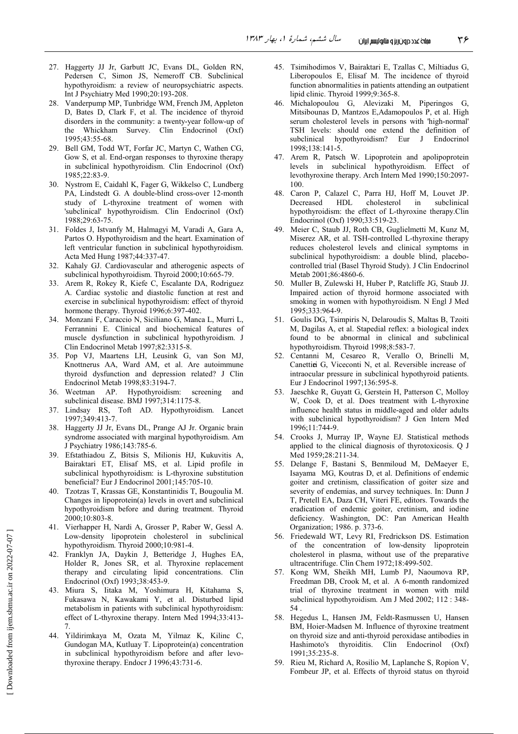27. Haggerty JJ Jr, Garbutt JC, Evans DL, Golden RN, Pedersen C, Simon JS, Nemeroff CB. Subclinical hypothyroidism: a review of neuropsychiatric aspects. Int J Psychiatry Med 1990;20:193-208.
28. Vanderpump MP, Tunbridge WM, French JM, Appleton D, Bates D, Clark F, et al. The incidence of thyroid disorders in the community: a twenty-year follow-up of the Whickham Survey. Clin Endocrinol (Oxf) 1995;43:55-68.
29. Bell GM, Todd WT, Forfar JC, Martyn C, Wathen CG, Gow S, et al. End-organ responses to thyroxine therapy in subclinical hypothyroidism. Clin Endocrinol (Oxf) 1985;22:83-9.
30. Nystrom E, Caidahl K, Fager G, Wikkelso C, Lundberg PA, Lindstedt G. A double-blind cross-over 12-month study of L-thyroxine treatment of women with 'subclinical' hypothyroidism. Clin Endocrinol (Oxf) 1988;29:63-75.
31. Foldes J, Istvanfy M, Halmagyi M, Varadi A, Gara A, Partos O. Hypothyroidism and the heart. Examination of left ventricular function in subclinical hypothyroidism. Acta Med Hung 1987;44:337-47.
32. Kahaly GJ. Cardiovascular and atherogenic aspects of subclinical hypothyroidism. Thyroid 2000;10:665-79.
33. Arem R, Rokey R, Kiefe C, Escalante DA, Rodriguez A. Cardiac systolic and diastolic function at rest and exercise in subclinical hypothyroidism: effect of thyroid hormone therapy. Thyroid 1996;6:397-402.
34. Monzani F, Caraccio N, Siciliano G, Manca L, Murri L, Ferrannini E. Clinical and biochemical features of muscle dysfunction in subclinical hypothyroidism. J Clin Endocrinol Metab 1997;82:3315-8.
35. Pop VJ, Maartens LH, Leusink G, van Son MJ, Knottnerus AA, Ward AM, et al. Are autoimmune thyroid dysfunction and depression related? J Clin Endocrinol Metab 1998;83:3194-7.
36. Weetman AP. Hypothyroidism: screening and subclinical disease. BMJ 1997;314:1175-8.
37. Lindsay RS, Toft AD. Hypothyroidism. Lancet 1997;349:413-7.
38. Haggerty JJ Jr, Evans DL, Prange AJ Jr. Organic brain syndrome associated with marginal hypothyroidism. Am J Psychiatry 1986;143:785-6.
39. Efstathiadou Z, Bitsis S, Milionis HJ, Kukuvitis A, Bairaktari ET, Elisaf MS, et al. Lipid profile in subclinical hypothyroidism: is L-thyroxine substitution beneficial? Eur J Endocrinol 2001;145:705-10.
40. Tzotzas T, Krassas GE, Konstantinidis T, Bougoulia M. Changes in lipoprotein(a) levels in overt and subclinical hypothyroidism before and during treatment. Thyroid 2000;10:803-8.
41. Vierhapper H, Nardi A, Grosser P, Raber W, Gessl A. Low-density lipoprotein cholesterol in subclinical hypothyroidism. Thyroid 2000;10:981-4.
42. Franklyn JA, Daykin J, Betteridge J, Hughes EA, Holder R, Jones SR, et al. Thyroxine replacement therapy and circulating lipid concentrations. Clin Endocrinol (Oxf) 1993;38:453-9.
43. Miura S, Iitaka M, Yoshimura H, Kitahama S, Fukasawa N, Kawakami Y, et al. Disturbed lipid metabolism in patients with subclinical hypothyroidism: effect of L-thyroxine therapy. Intern Med 1994;33:413-7.
44. Yildirimkaya M, Ozata M, Yilmaz K, Kilinc C, Gundogan MA, Kutluay T. Lipoprotein(a) concentration in subclinical hypothyroidism before and after levo-thyroxine therapy. Endocr J 1996;43:731-6.
45. Tsimihodimos V, Bairaktari E, Tzallas C, Miltiadus G, Liberopoulos E, Elisaf M. The incidence of thyroid function abnormalities in patients attending an outpatient lipid clinic. Thyroid 1999;9:365-8.
46. Michalopoulou G, Alevizaki M, Piperingos G, Mitsibounas D, Mantzos E,Adamopoulos P, et al. High serum cholesterol levels in persons with 'high-normal' TSH levels: should one extend the definition of subclinical hypothyroidism? Eur J Endocrinol 1998;138:141-5.
47. Arem R, Patsch W. Lipoprotein and apolipoprotein levels in subclinical hypothyroidism. Effect of levothyroxine therapy. Arch Intern Med 1990;150:2097-100.
48. Caron P, Calazel C, Parra HJ, Hoff M, Louvet JP. Decreased HDL cholesterol in subclinical hypothyroidism: the effect of L-thyroxine therapy.Clin Endocrinol (Oxf) 1990;33:519-23.
49. Meier C, Staub JJ, Roth CB, Guglielmetti M, Kunz M, Miserez AR, et al. TSH-controlled L-thyroxine therapy reduces cholesterol levels and clinical symptoms in subclinical hypothyroidism: a double blind, placebo-controlled trial (Basel Thyroid Study). J Clin Endocrinol Metab 2001;86:4860-6.
50. Muller B, Zulewski H, Huber P, Ratcliffe JG, Staub JJ. Impaired action of thyroid hormone associated with smoking in women with hypothyroidism. N Engl J Med 1995;333:964-9.
51. Goulis DG, Tsimpiris N, Delaroudis S, Maltas B, Tzoiti M, Dagilas A, et al. Stapedial reflex: a biological index found to be abnormal in clinical and subclinical hypothyroidism. Thyroid 1998;8:583-7.
52. Centanni M, Cesareo R, Verallo O, Brinelli M, Canettiei G, Viceconti N, et al. Reversible increase of intraocular pressure in subclinical hypothyroid patients. Eur J Endocrinol 1997;136:595-8.
53. Jaeschke R, Guyatt G, Gerstein H, Patterson C, Molloy W, Cook D, et al. Does treatment with L-thyroxine influence health status in middle-aged and older adults with subclinical hypothyroidism? J Gen Intern Med 1996;11:744-9.
54. Crooks J, Murray IP, Wayne EJ. Statistical methods applied to the clinical diagnosis of thyrotoxicosis. Q J Med 1959;28:211-34.
55. Delange F, Bastani S, Benmiloud M, DeMaeyer E, Isayama MG, Koutras D, et al. Definitions of endemic goiter and cretinism, classification of goiter size and severity of endemias, and survey techniques. In: Dunn J T, Pretell EA, Daza CH, Viteri FE, editors. Towards the eradication of endemic goiter, cretinism, and iodine deficiency. Washington, DC: Pan American Health Organization; 1986. p. 373-6.
56. Friedewald WT, Levy RI, Fredrickson DS. Estimation of the concentration of low-density lipoprotein cholesterol in plasma, without use of the preparative ultracentrifuge. Clin Chem 1972;18:499-502.
57. Kong WM, Sheikh MH, Lumb PJ, Naoumova RP, Freedman DB, Crook M, et al. A 6-month randomized trial of thyroxine treatment in women with mild subclinical hypothyroidism. Am J Med 2002; 112 : 348-54 .
58. Hegedus L, Hansen JM, Feldt-Rasmussen U, Hansen BM, Hoier-Madsen M. Influence of thyroxine treatment on thyroid size and anti-thyroid peroxidase antibodies in Hashimoto's thyroiditis. Clin Endocrinol (Oxf) 1991;35:235-8.
59. Rieu M, Richard A, Rosilio M, Laplanche S, Ropion V, Fombeur JP, et al. Effects of thyroid status on thyroid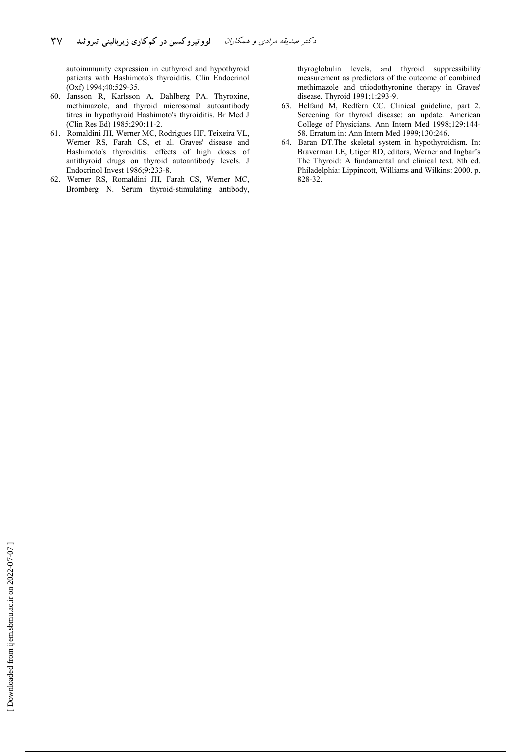autoimmunity expression in euthyroid and hypothyroid patients with Hashimoto's thyroiditis. Clin Endocrinol (Oxf) 1994;40:529-35.

60. Jansson R, Karlsson A, Dahlberg PA. Thyroxine, methimazole, and thyroid microsomal autoantibody titres in hypothyroid Hashimoto's thyroiditis. Br Med J (Clin Res Ed) 1985;290:11-2.
61. Romaldini JH, Werner MC, Rodrigues HF, Teixeira VL, Werner RS, Farah CS, et al. Graves' disease and Hashimoto's thyroiditis: effects of high doses of antithyroid drugs on thyroid autoantibody levels. J Endocrinol Invest 1986;9:233-8.
62. Werner RS, Romaldini JH, Farah CS, Werner MC, Bromberg N. Serum thyroid-stimulating antibody, thyroglobulin levels, and thyroid suppressibility measurement as predictors of the outcome of combined methimazole and triiodothyronine therapy in Graves' disease. Thyroid 1991;1:293-9.
63. Helfand M, Redfern CC. Clinical guideline, part 2. Screening for thyroid disease: an update. American College of Physicians. Ann Intern Med 1998;129:144-58. Erratum in: Ann Intern Med 1999;130:246.
64. Baran DT.The skeletal system in hypothyroidism. In: Braverman LE, Utiger RD, editors, Werner and Ingbar's The Thyroid: A fundamental and clinical text. 8th ed. Philadelphia: Lippincott, Williams and Wilkins: 2000. p. 828-32.